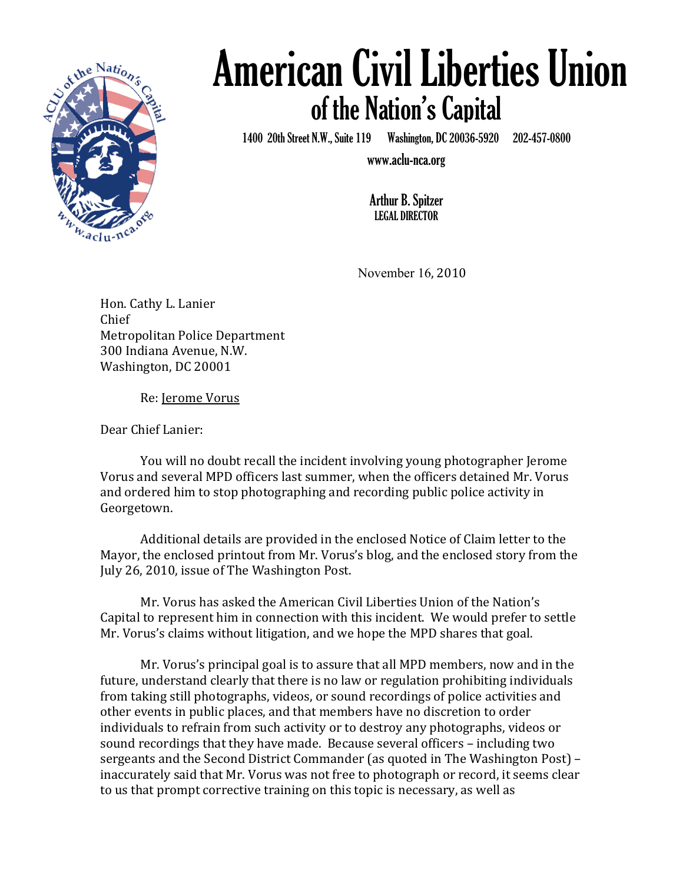# American Civil Liberties Union
## of the Nation's Capital

1400 20th Street N.W., Suite 119 Washington, DC 20036-5920 202-457-0800

www.aclu-nca.org

**Arthur B. Spitzer**
LEGAL DIRECTOR

November 16, 2010

Hon. Cathy L. Lanier
Chief
Metropolitan Police Department
300 Indiana Avenue, N.W.
Washington, DC 20001

Re: Jerome Vorus

Dear Chief Lanier:

You will no doubt recall the incident involving young photographer Jerome Vorus and several MPD officers last summer, when the officers detained Mr. Vorus and ordered him to stop photographing and recording public police activity in Georgetown.

Additional details are provided in the enclosed Notice of Claim letter to the Mayor, the enclosed printout from Mr. Vorus's blog, and the enclosed story from the July 26, 2010, issue of The Washington Post.

Mr. Vorus has asked the American Civil Liberties Union of the Nation's Capital to represent him in connection with this incident. We would prefer to settle Mr. Vorus's claims without litigation, and we hope the MPD shares that goal.

Mr. Vorus's principal goal is to assure that all MPD members, now and in the future, understand clearly that there is no law or regulation prohibiting individuals from taking still photographs, videos, or sound recordings of police activities and other events in public places, and that members have no discretion to order individuals to refrain from such activity or to destroy any photographs, videos or sound recordings that they have made. Because several officers – including two sergeants and the Second District Commander (as quoted in The Washington Post) – inaccurately said that Mr. Vorus was not free to photograph or record, it seems clear to us that prompt corrective training on this topic is necessary, as well as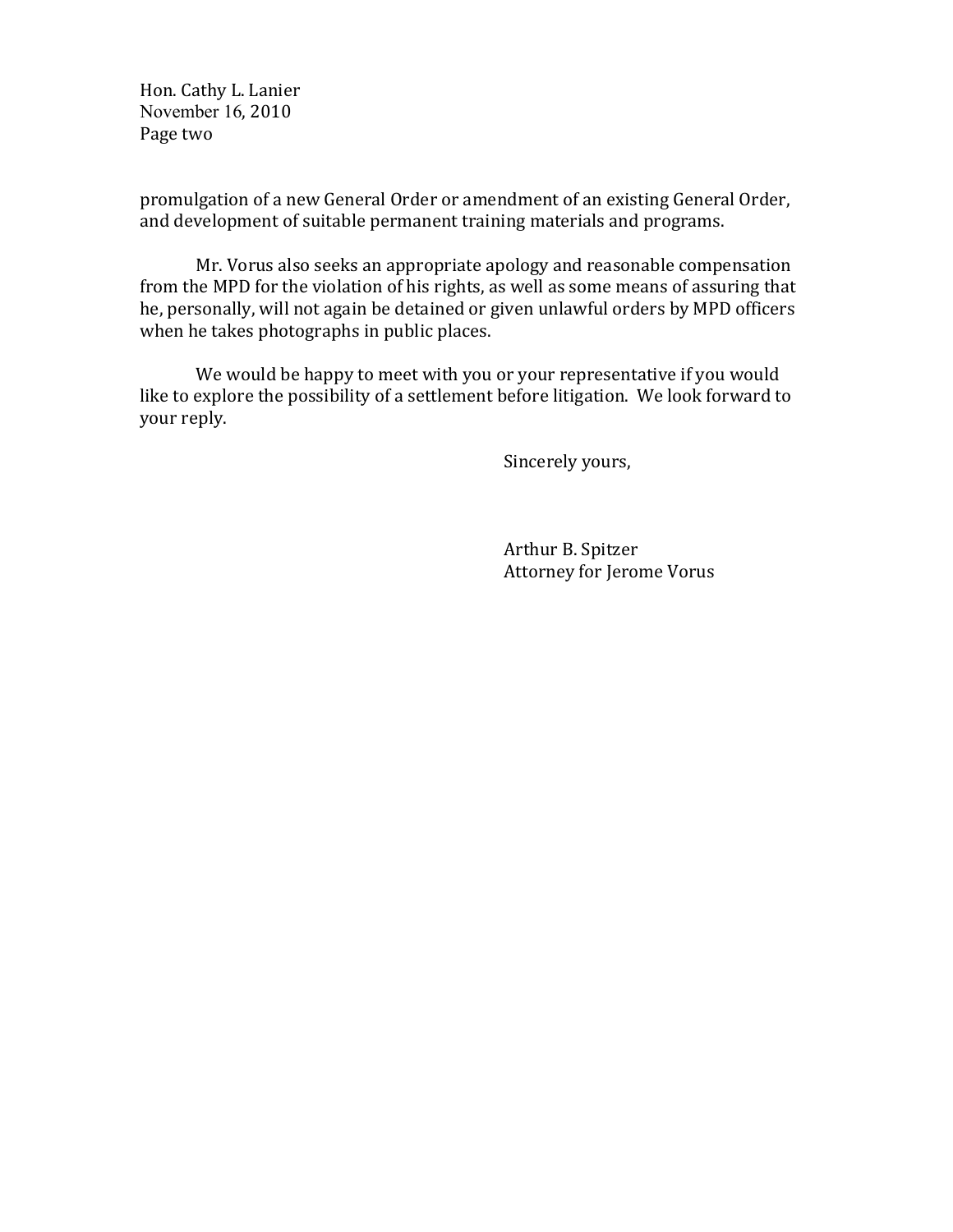promulgation of a new General Order or amendment of an existing General Order, and development of suitable permanent training materials and programs.

Mr. Vorus also seeks an appropriate apology and reasonable compensation from the MPD for the violation of his rights, as well as some means of assuring that he, personally, will not again be detained or given unlawful orders by MPD officers when he takes photographs in public places.

We would be happy to meet with you or your representative if you would like to explore the possibility of a settlement before litigation. We look forward to your reply.

Sincerely yours,

Arthur B. Spitzer
Attorney for Jerome Vorus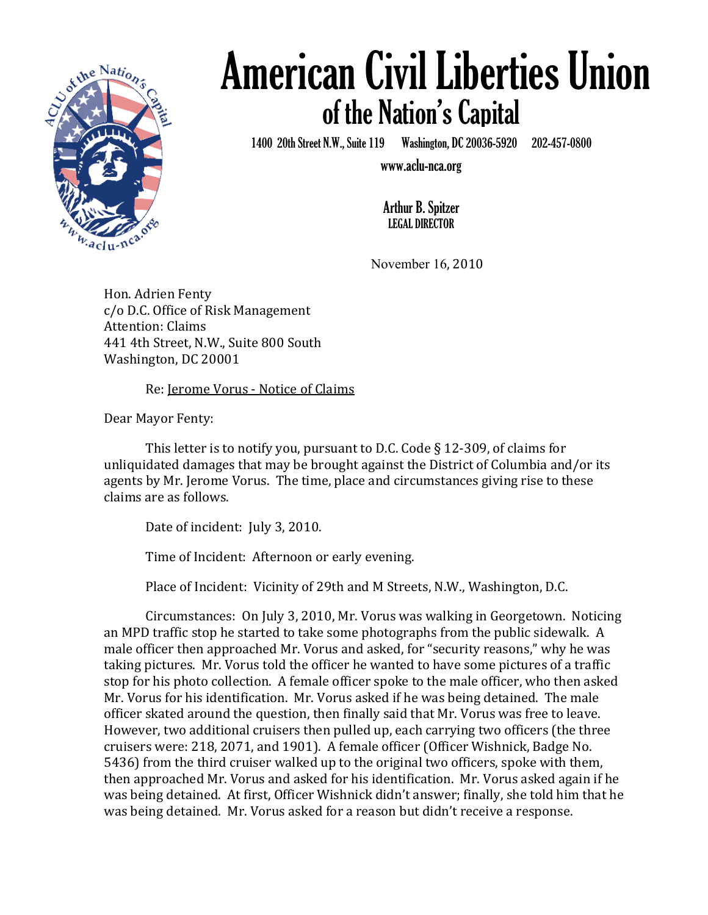# American Civil Liberties Union
## of the Nation's Capital

1400 20th Street N.W., Suite 119 Washington, DC 20036-5920 202-457-0800

www.aclu-nca.org

Arthur B. Spitzer
LEGAL DIRECTOR

November 16, 2010

Hon. Adrien Fenty
c/o D.C. Office of Risk Management
Attention: Claims
441 4th Street, N.W., Suite 800 South
Washington, DC 20001

Re: Jerome Vorus - Notice of Claims

Dear Mayor Fenty:

This letter is to notify you, pursuant to D.C. Code § 12-309, of claims for unliquidated damages that may be brought against the District of Columbia and/or its agents by Mr. Jerome Vorus. The time, place and circumstances giving rise to these claims are as follows.

Date of incident: July 3, 2010.

Time of Incident: Afternoon or early evening.

Place of Incident: Vicinity of 29th and M Streets, N.W., Washington, D.C.

Circumstances: On July 3, 2010, Mr. Vorus was walking in Georgetown. Noticing an MPD traffic stop he started to take some photographs from the public sidewalk. A male officer then approached Mr. Vorus and asked, for "security reasons," why he was taking pictures. Mr. Vorus told the officer he wanted to have some pictures of a traffic stop for his photo collection. A female officer spoke to the male officer, who then asked Mr. Vorus for his identification. Mr. Vorus asked if he was being detained. The male officer skated around the question, then finally said that Mr. Vorus was free to leave. However, two additional cruisers then pulled up, each carrying two officers (the three cruisers were: 218, 2071, and 1901). A female officer (Officer Wishnick, Badge No. 5436) from the third cruiser walked up to the original two officers, spoke with them, then approached Mr. Vorus and asked for his identification. Mr. Vorus asked again if he was being detained. At first, Officer Wishnick didn't answer; finally, she told him that he was being detained. Mr. Vorus asked for a reason but didn't receive a response.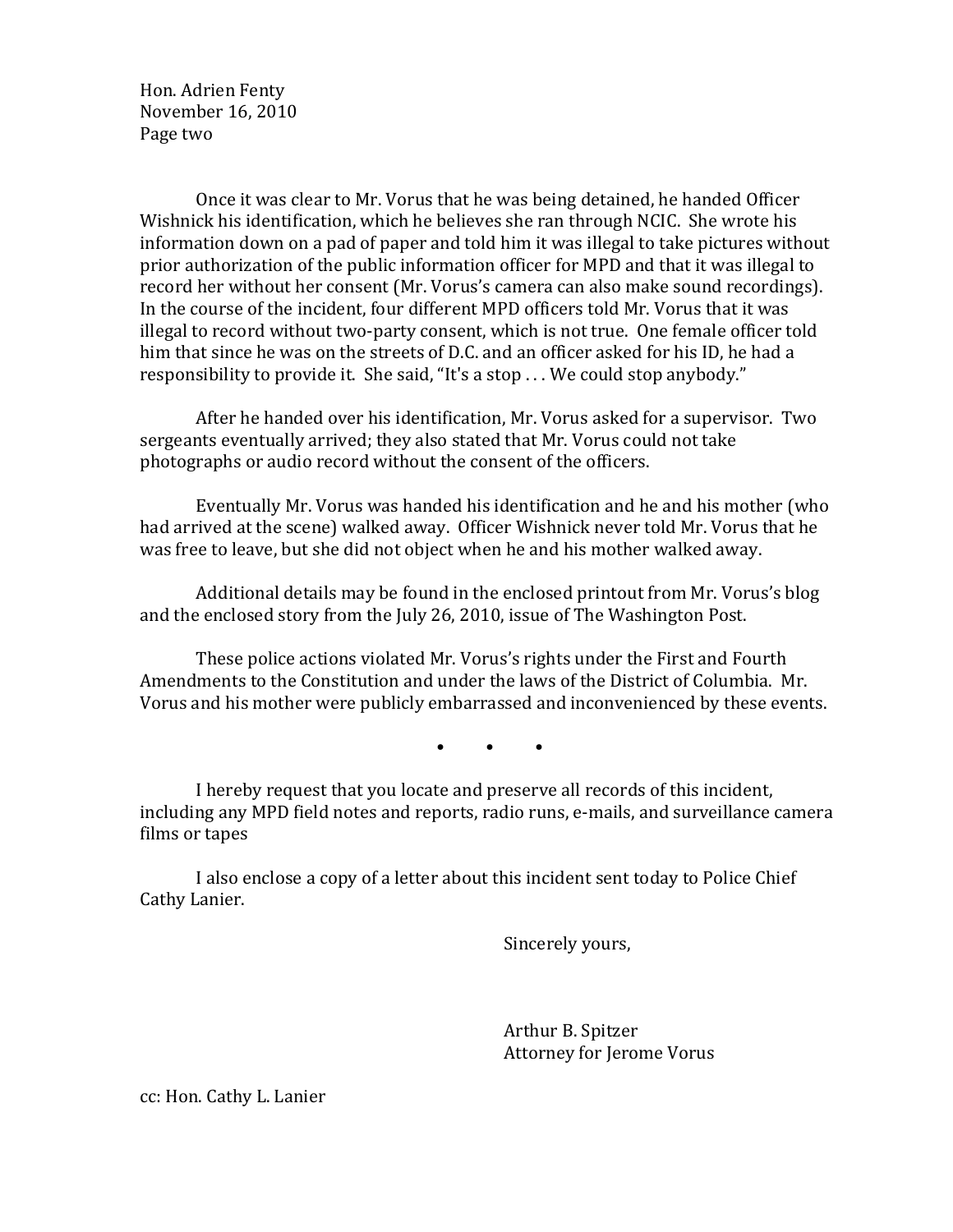Hon. Adrien Fenty
November 16, 2010
Page two

Once it was clear to Mr. Vorus that he was being detained, he handed Officer Wishnick his identification, which he believes she ran through NCIC. She wrote his information down on a pad of paper and told him it was illegal to take pictures without prior authorization of the public information officer for MPD and that it was illegal to record her without her consent (Mr. Vorus's camera can also make sound recordings). In the course of the incident, four different MPD officers told Mr. Vorus that it was illegal to record without two-party consent, which is not true. One female officer told him that since he was on the streets of D.C. and an officer asked for his ID, he had a responsibility to provide it. She said, "It's a stop . . . We could stop anybody."

After he handed over his identification, Mr. Vorus asked for a supervisor. Two sergeants eventually arrived; they also stated that Mr. Vorus could not take photographs or audio record without the consent of the officers.

Eventually Mr. Vorus was handed his identification and he and his mother (who had arrived at the scene) walked away. Officer Wishnick never told Mr. Vorus that he was free to leave, but she did not object when he and his mother walked away.

Additional details may be found in the enclosed printout from Mr. Vorus's blog and the enclosed story from the July 26, 2010, issue of The Washington Post.

These police actions violated Mr. Vorus's rights under the First and Fourth Amendments to the Constitution and under the laws of the District of Columbia. Mr. Vorus and his mother were publicly embarrassed and inconvenienced by these events.

• • •

I hereby request that you locate and preserve all records of this incident, including any MPD field notes and reports, radio runs, e-mails, and surveillance camera films or tapes

I also enclose a copy of a letter about this incident sent today to Police Chief Cathy Lanier.

Sincerely yours,

Arthur B. Spitzer
Attorney for Jerome Vorus

cc: Hon. Cathy L. Lanier